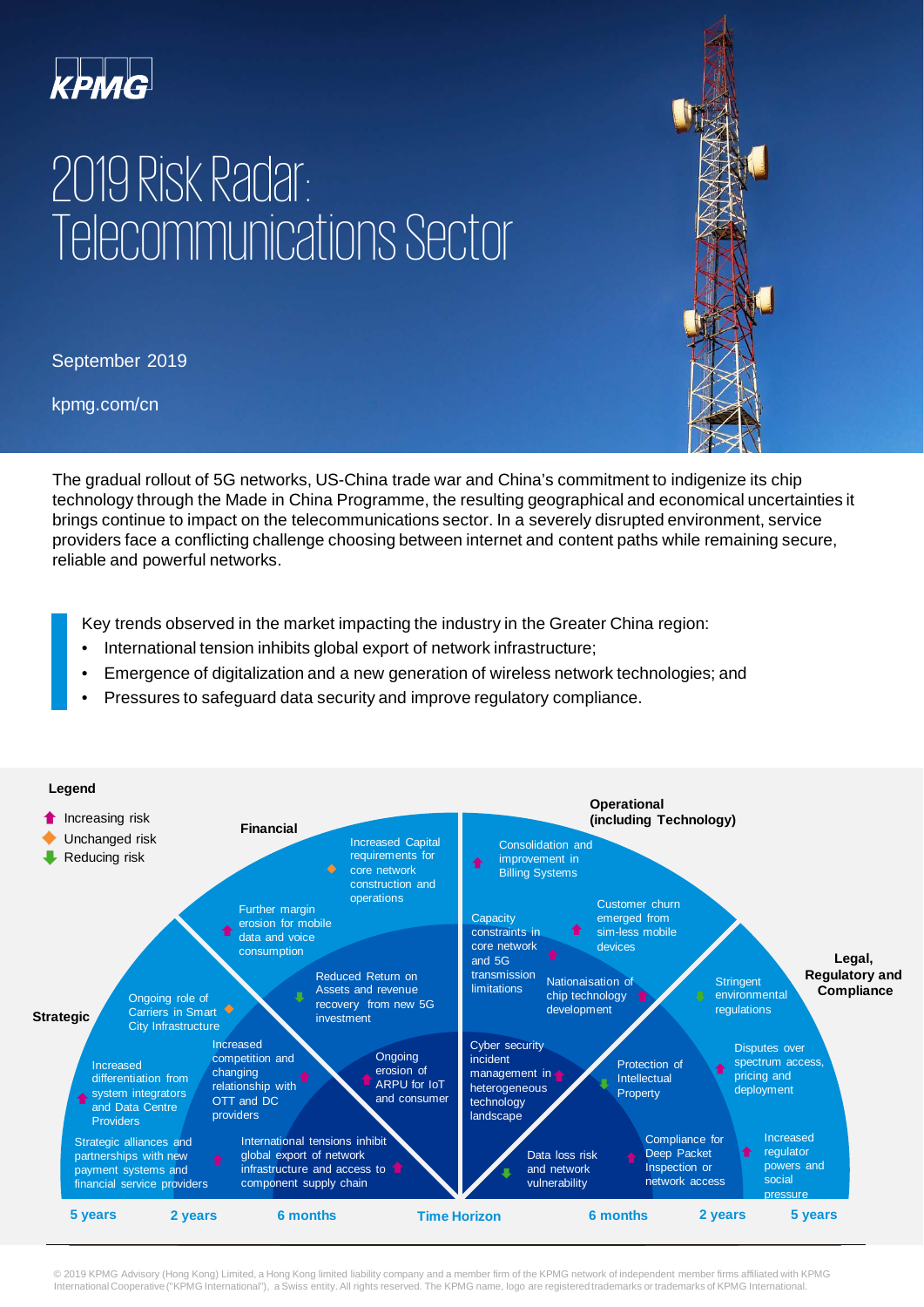KPMG

# 2019 Risk Radar: Telecommunications Sector

September 2019

kpmg.com/cn

The gradual rollout of 5G networks, US-China trade war and China's commitment to indigenize its chip technology through the Made in China Programme, the resulting geographical and economical uncertainties it brings continue to impact on the telecommunications sector. In a severely disrupted environment, service providers face a conflicting challenge choosing between internet and content paths while remaining secure, reliable and powerful networks.

Key trends observed in the market impacting the industry in the Greater China region:

- International tension inhibits global export of network infrastructure;
- Emergence of digitalization and a new generation of wireless network technologies; and
- Pressures to safeguard data security and improve regulatory compliance.

**Legend**

- Increasing risk
- Unchanged risk
- Reducing risk

**Strategic**

- Ongoing role of Carriers in Smart City Infrastructure (Unchanged risk)
- Increased differentiation from system integrators and Data Centre Providers (Increasing risk)
- Strategic alliances and partnerships with new payment systems and financial service providers (Increasing risk)
- Increased competition and changing relationship with OTT and DC providers (Increasing risk)
- International tensions inhibit global export of network infrastructure and access to component supply chain (Increasing risk)

**Financial**

- Increased Capital requirements for core network construction and operations (Unchanged risk)
- Further margin erosion for mobile data and voice consumption
- Reduced Return on Assets and revenue recovery from new 5G investment (Reducing risk)
- Ongoing erosion of ARPU for IoT and consumer (Increasing risk)

**Operational (including Technology)**

- Consolidation and improvement in Billing Systems (Increasing risk)
- Capacity constraints in core network and 5G transmission limitations (Increasing risk)
- Customer churn emerged from sim-less mobile devices (Increasing risk)
- Nationalisation of chip technology development (Increasing risk)
- Cyber security incident management in heterogeneous technology landscape (Increasing risk)
- Data loss risk and network vulnerability (Reducing risk)

**Legal, Regulatory and Compliance**

- Stringent environmental regulations (Reducing risk)
- Protection of Intellectual Property (Reducing risk)
- Disputes over spectrum access, pricing and deployment (Increasing risk)
- Compliance for Deep Packet Inspection or network access (Increasing risk)
- Increased regulator powers and social pressure (Increasing risk)

Time Horizon: 5 years | 2 years | 6 months | 6 months | 2 years | 5 years

© 2019 KPMG Advisory (Hong Kong) Limited, a Hong Kong limited liability company and a member firm of the KPMG network of independent member firms affiliated with KPMG International Cooperative ("KPMG International"), a Swiss entity. All rights reserved. The KPMG name, logo are registered trademarks or trademarks of KPMG International.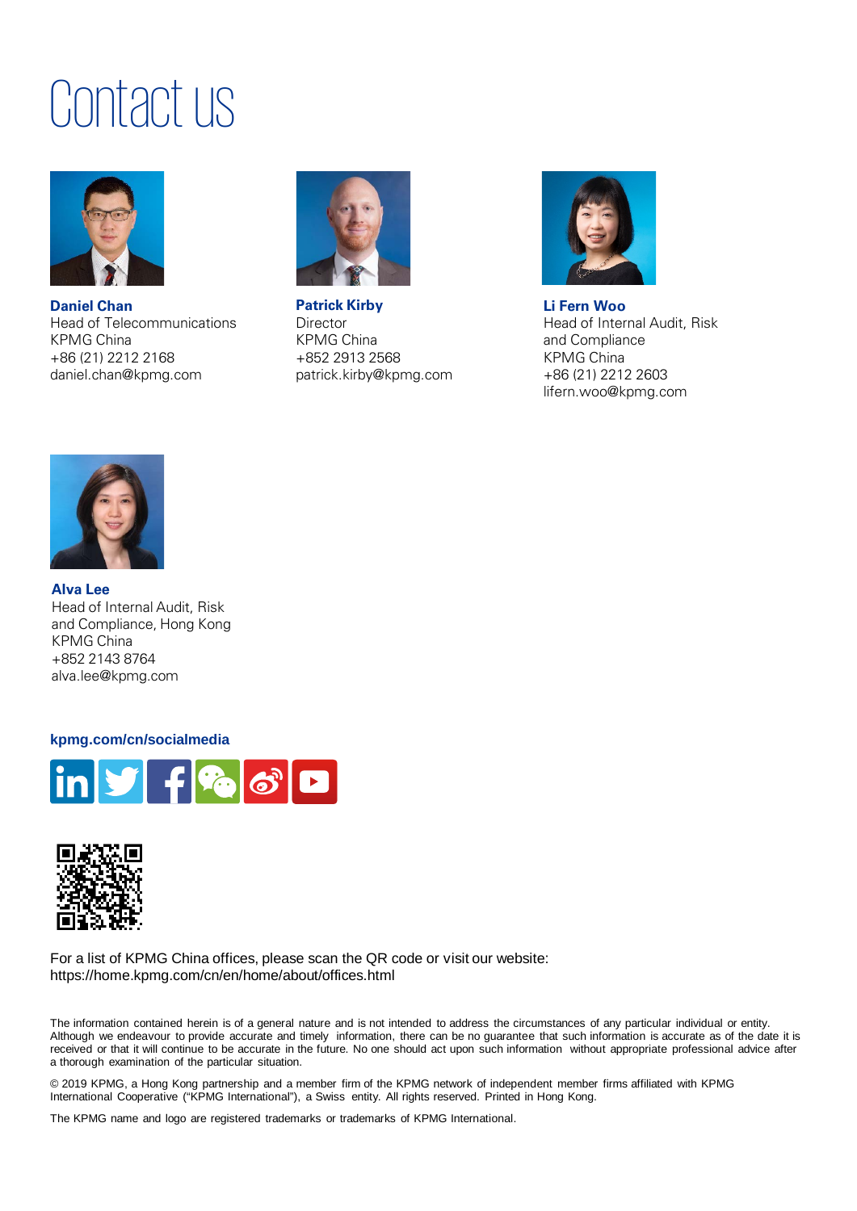# Contact us

**Daniel Chan**
Head of Telecommunications
KPMG China
+86 (21) 2212 2168
daniel.chan@kpmg.com

**Patrick Kirby**
Director
KPMG China
+852 2913 2568
patrick.kirby@kpmg.com

**Li Fern Woo**
Head of Internal Audit, Risk and Compliance
KPMG China
+86 (21) 2212 2603
lifern.woo@kpmg.com

**Alva Lee**
Head of Internal Audit, Risk and Compliance, Hong Kong
KPMG China
+852 2143 8764
alva.lee@kpmg.com

**kpmg.com/cn/socialmedia**

For a list of KPMG China offices, please scan the QR code or visit our website:
https://home.kpmg.com/cn/en/home/about/offices.html

The information contained herein is of a general nature and is not intended to address the circumstances of any particular individual or entity. Although we endeavour to provide accurate and timely information, there can be no guarantee that such information is accurate as of the date it is received or that it will continue to be accurate in the future. No one should act upon such information without appropriate professional advice after a thorough examination of the particular situation.

© 2019 KPMG, a Hong Kong partnership and a member firm of the KPMG network of independent member firms affiliated with KPMG International Cooperative ("KPMG International"), a Swiss entity. All rights reserved. Printed in Hong Kong.

The KPMG name and logo are registered trademarks or trademarks of KPMG International.